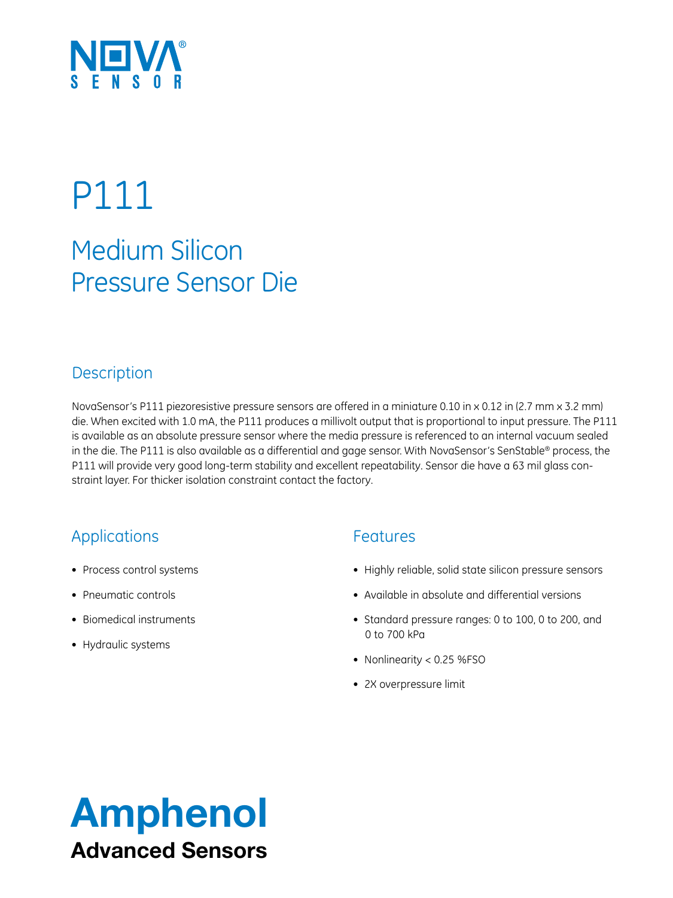NOVA SENSOR

# P111

## Medium Silicon Pressure Sensor Die

### Description

NovaSensor's P111 piezoresistive pressure sensors are offered in a miniature 0.10 in x 0.12 in (2.7 mm x 3.2 mm) die. When excited with 1.0 mA, the P111 produces a millivolt output that is proportional to input pressure. The P111 is available as an absolute pressure sensor where the media pressure is referenced to an internal vacuum sealed in the die. The P111 is also available as a differential and gage sensor. With NovaSensor's SenStable® process, the P111 will provide very good long-term stability and excellent repeatability. Sensor die have a 63 mil glass constraint layer. For thicker isolation constraint contact the factory.

### Applications

- Process control systems
- Pneumatic controls
- Biomedical instruments
- Hydraulic systems

### Features

- Highly reliable, solid state silicon pressure sensors
- Available in absolute and differential versions
- Standard pressure ranges: 0 to 100, 0 to 200, and 0 to 700 kPa
- Nonlinearity < 0.25 %FSO
- 2X overpressure limit

**Amphenol**
**Advanced Sensors**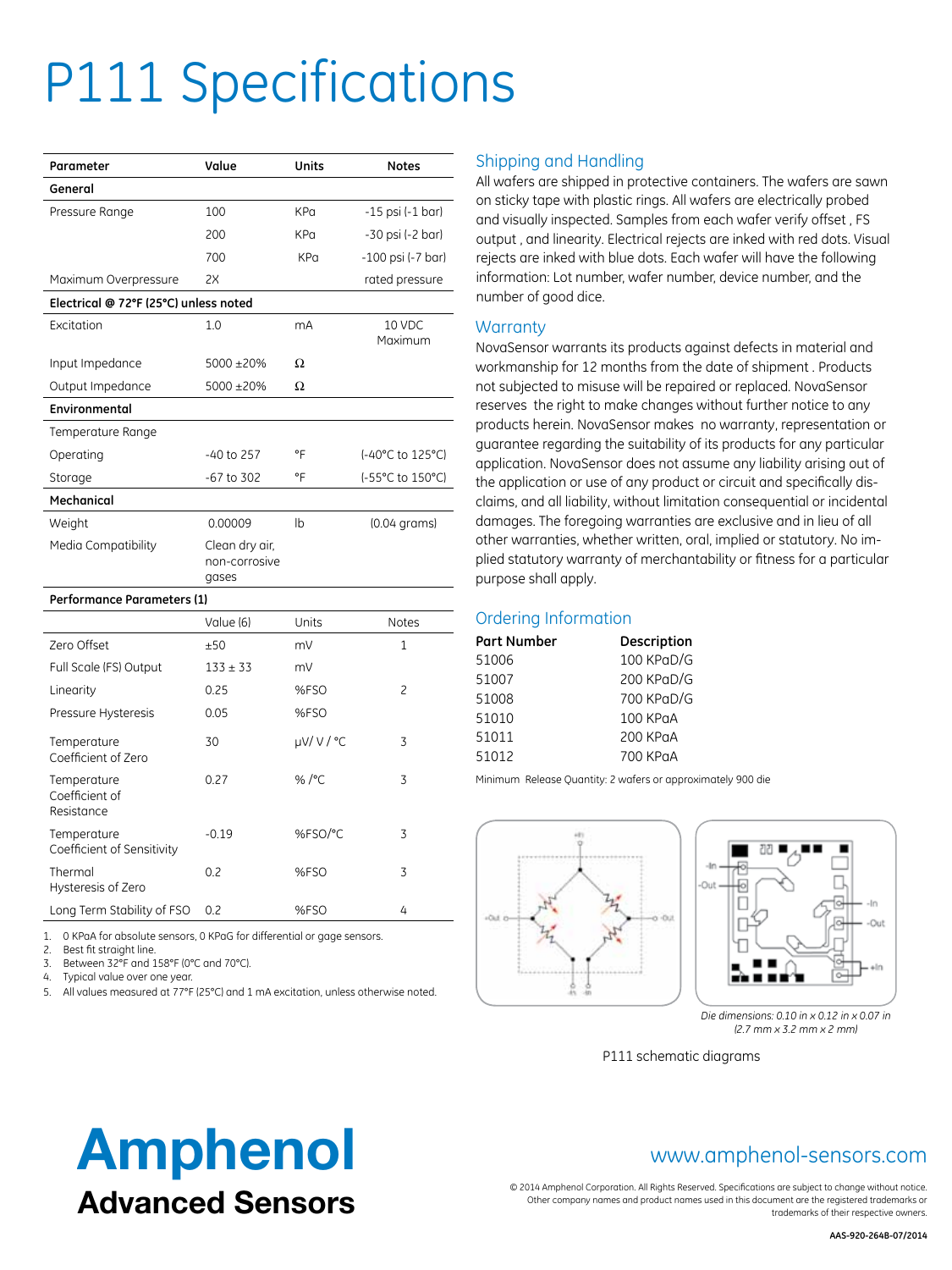# P111 Specifications

| Parameter | Value | Units | Notes |
|---|---|---|---|
| **General** | | | |
| Pressure Range | 100 | KPa | -15 psi (-1 bar) |
| | 200 | KPa | -30 psi (-2 bar) |
| | 700 | KPa | -100 psi (-7 bar) |
| Maximum Overpressure | 2X | | rated pressure |
| **Electrical @ 72°F (25°C) unless noted** | | | |
| Excitation | 1.0 | mA | 10 VDC Maximum |
| Input Impedance | 5000 ±20% | Ω | |
| Output Impedance | 5000 ±20% | Ω | |
| **Environmental** | | | |
| Temperature Range | | | |
| Operating | -40 to 257 | °F | (-40°C to 125°C) |
| Storage | -67 to 302 | °F | (-55°C to 150°C) |
| **Mechanical** | | | |
| Weight | 0.00009 | lb | (0.04 grams) |
| Media Compatibility | Clean dry air, non-corrosive gases | | |
| **Performance Parameters (1)** | | | |
| | Value (6) | Units | Notes |
| Zero Offset | ±50 | mV | 1 |
| Full Scale (FS) Output | 133 ± 33 | mV | |
| Linearity | 0.25 | %FSO | 2 |
| Pressure Hysteresis | 0.05 | %FSO | |
| Temperature Coefficient of Zero | 30 | μV/ V / °C | 3 |
| Temperature Coefficient of Resistance | 0.27 | % /°C | 3 |
| Temperature Coefficient of Sensitivity | -0.19 | %FSO/°C | 3 |
| Thermal Hysteresis of Zero | 0.2 | %FSO | 3 |
| Long Term Stability of FSO | 0.2 | %FSO | 4 |

1. 0 KPaA for absolute sensors, 0 KPaG for differential or gage sensors.
2. Best fit straight line.
3. Between 32°F and 158°F (0°C and 70°C).
4. Typical value over one year.
5. All values measured at 77°F (25°C) and 1 mA excitation, unless otherwise noted.

## Shipping and Handling

All wafers are shipped in protective containers. The wafers are sawn on sticky tape with plastic rings. All wafers are electrically probed and visually inspected. Samples from each wafer verify offset , FS output , and linearity. Electrical rejects are inked with red dots. Visual rejects are inked with blue dots. Each wafer will have the following information: Lot number, wafer number, device number, and the number of good dice.

## Warranty

NovaSensor warrants its products against defects in material and workmanship for 12 months from the date of shipment . Products not subjected to misuse will be repaired or replaced. NovaSensor reserves the right to make changes without further notice to any products herein. NovaSensor makes no warranty, representation or guarantee regarding the suitability of its products for any particular application. NovaSensor does not assume any liability arising out of the application or use of any product or circuit and specifically disclaims, and all liability, without limitation consequential or incidental damages. The foregoing warranties are exclusive and in lieu of all other warranties, whether written, oral, implied or statutory. No implied statutory warranty of merchantability or fitness for a particular purpose shall apply.

## Ordering Information

| Part Number | Description |
|---|---|
| 51006 | 100 KPaD/G |
| 51007 | 200 KPaD/G |
| 51008 | 700 KPaD/G |
| 51010 | 100 KPaA |
| 51011 | 200 KPaA |
| 51012 | 700 KPaA |

Minimum Release Quantity: 2 wafers or approximately 900 die

+Out
-Out
-In
-Out
-In
-Out
+In

*Die dimensions: 0.10 in x 0.12 in x 0.07 in (2.7 mm x 3.2 mm x 2 mm)*

P111 schematic diagrams

**Amphenol**
**Advanced Sensors**

www.amphenol-sensors.com

© 2014 Amphenol Corporation. All Rights Reserved. Specifications are subject to change without notice. Other company names and product names used in this document are the registered trademarks or trademarks of their respective owners.

AAS-920-264B-07/2014